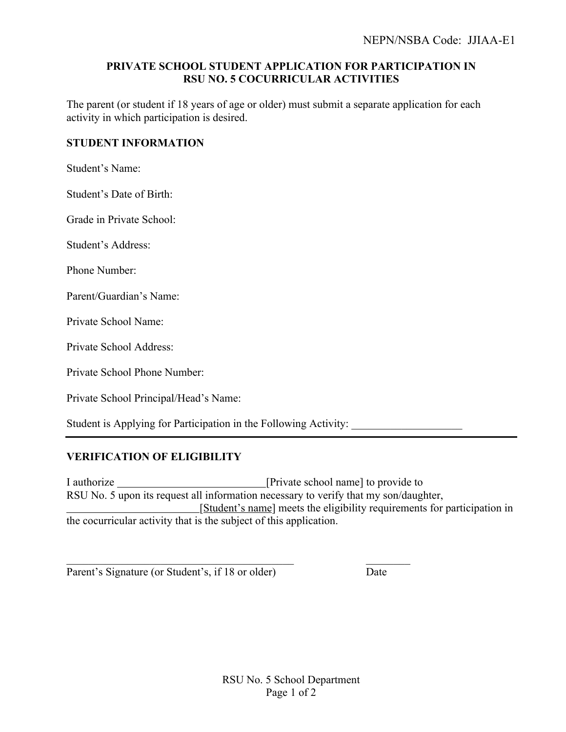NEPN/NSBA Code: JJIAA-E1

# PRIVATE SCHOOL STUDENT APPLICATION FOR PARTICIPATION IN RSU NO. 5 COCURRICULAR ACTIVITIES

The parent (or student if 18 years of age or older) must submit a separate application for each activity in which participation is desired.

## STUDENT INFORMATION

Student's Name:

Student's Date of Birth:

Grade in Private School:

Student's Address:

Phone Number:

Parent/Guardian's Name:

Private School Name:

Private School Address:

Private School Phone Number:

Private School Principal/Head's Name:

Student is Applying for Participation in the Following Activity: ___________________

---

## VERIFICATION OF ELIGIBILITY

I authorize ___________________________[Private school name] to provide to RSU No. 5 upon its request all information necessary to verify that my son/daughter, ________________________[Student's name] meets the eligibility requirements for participation in the cocurricular activity that is the subject of this application.

__________________________________________ ________

Parent's Signature (or Student's, if 18 or older) Date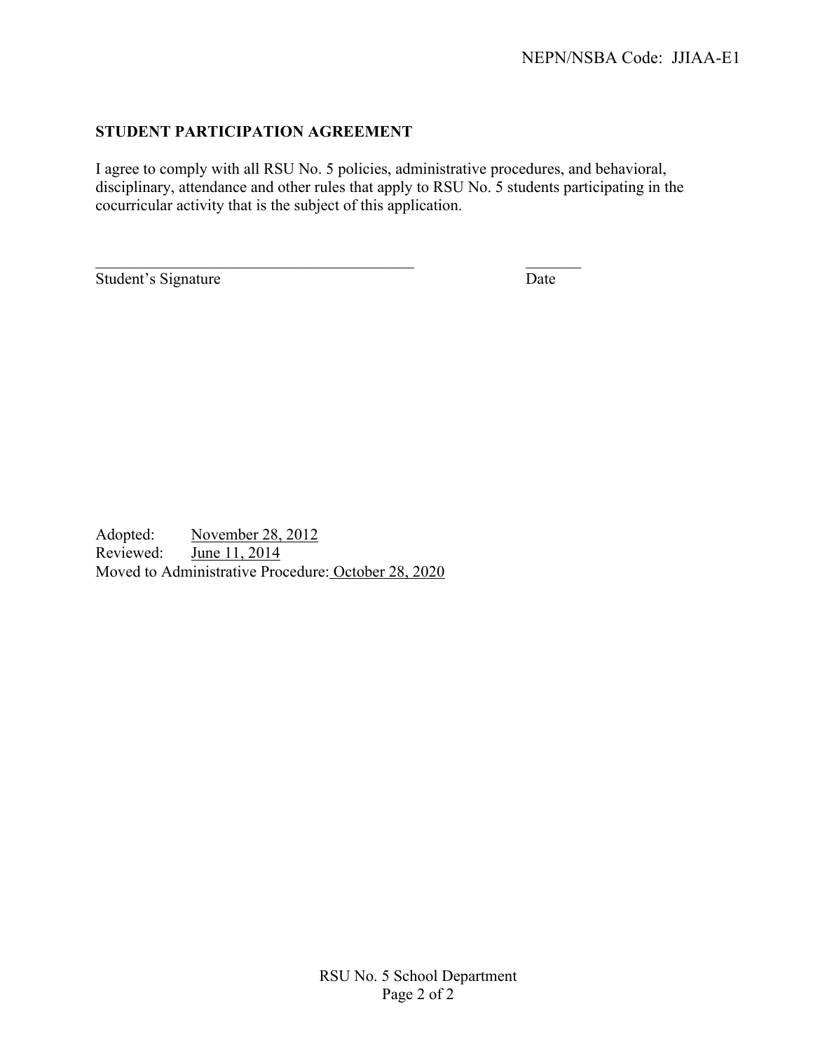## STUDENT PARTICIPATION AGREEMENT

I agree to comply with all RSU No. 5 policies, administrative procedures, and behavioral, disciplinary, attendance and other rules that apply to RSU No. 5 students participating in the cocurricular activity that is the subject of this application.

\_\_\_\_\_\_\_\_\_\_\_\_\_\_\_\_\_\_\_\_\_\_\_\_\_\_\_\_\_\_\_\_\_\_\_\_\_\_\_\_ \_\_\_\_\_\_\_\_
Student's Signature Date

Adopted: November 28, 2012
Reviewed: June 11, 2014
Moved to Administrative Procedure: October 28, 2020